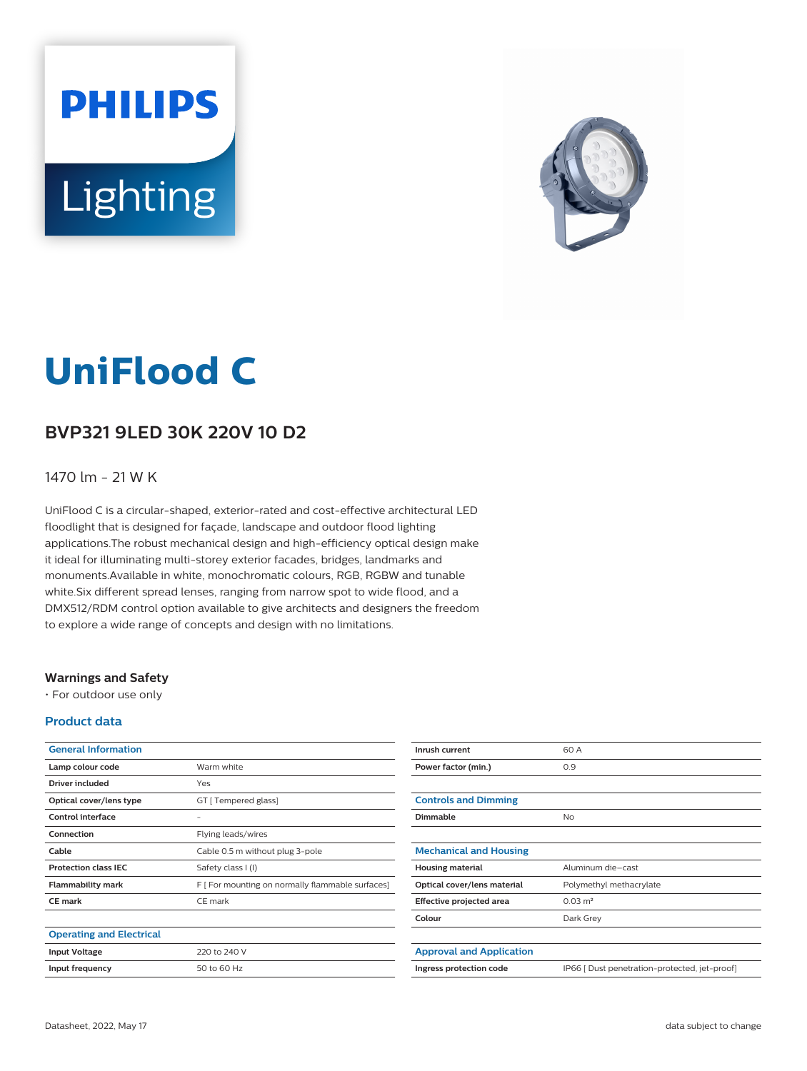# UniFlood C

## BVP321 9LED 30K 220V 10 D2

1470 lm - 21 W K

UniFlood C is a circular-shaped, exterior-rated and cost-effective architectural LED floodlight that is designed for façade, landscape and outdoor flood lighting applications.The robust mechanical design and high-efficiency optical design make it ideal for illuminating multi-storey exterior facades, bridges, landmarks and monuments.Available in white, monochromatic colours, RGB, RGBW and tunable white.Six different spread lenses, ranging from narrow spot to wide flood, and a DMX512/RDM control option available to give architects and designers the freedom to explore a wide range of concepts and design with no limitations.

### Warnings and Safety

- For outdoor use only

### Product data

| General Information | |
|---|---|
| Lamp colour code | Warm white |
| Driver included | Yes |
| Optical cover/lens type | GT [ Tempered glass] |
| Control interface | - |
| Connection | Flying leads/wires |
| Cable | Cable 0.5 m without plug 3-pole |
| Protection class IEC | Safety class I (I) |
| Flammability mark | F [ For mounting on normally flammable surfaces] |
| CE mark | CE mark |

| Operating and Electrical | |
|---|---|
| Input Voltage | 220 to 240 V |
| Input frequency | 50 to 60 Hz |
| Inrush current | 60 A |
| Power factor (min.) | 0.9 |

| Controls and Dimming | |
|---|---|
| Dimmable | No |

| Mechanical and Housing | |
|---|---|
| Housing material | Aluminum die-cast |
| Optical cover/lens material | Polymethyl methacrylate |
| Effective projected area | 0.03 m² |
| Colour | Dark Grey |

| Approval and Application | |
|---|---|
| Ingress protection code | IP66 [ Dust penetration-protected, jet-proof] |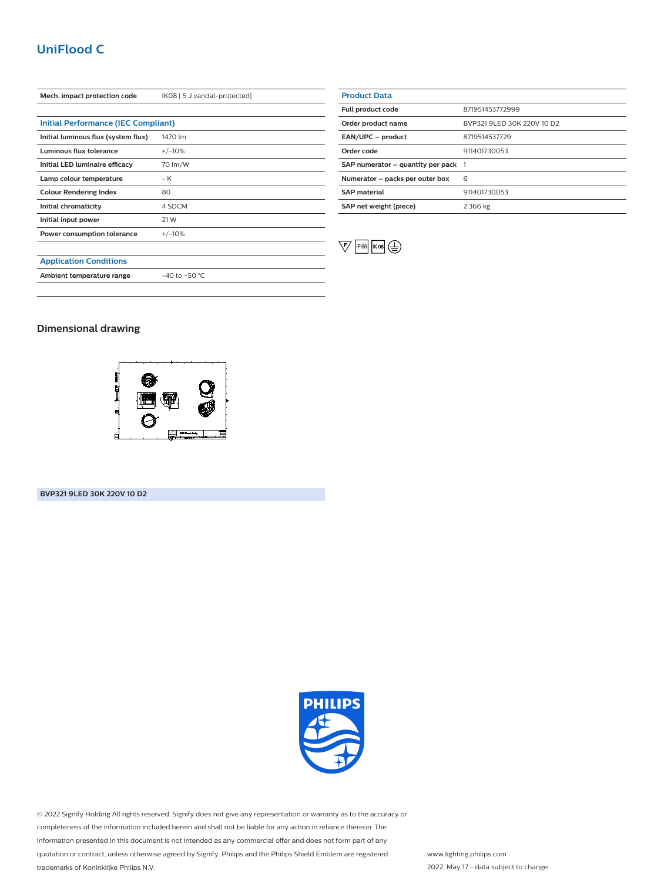## UniFlood C

| | |
|---|---|
| Mech. impact protection code | IK08 [ 5 J vandal-protected] |

### Initial Performance (IEC Compliant)

| | |
|---|---|
| Initial luminous flux (system flux) | 1470 lm |
| Luminous flux tolerance | +/-10% |
| Initial LED luminaire efficacy | 70 lm/W |
| Lamp colour temperature | - K |
| Colour Rendering Index | 80 |
| Initial chromaticity | 4 SDCM |
| Initial input power | 21 W |
| Power consumption tolerance | +/-10% |

### Application Conditions

| | |
|---|---|
| Ambient temperature range | -40 to +50 °C |

### Product Data

| | |
|---|---|
| Full product code | 871951453772999 |
| Order product name | BVP321 9LED 30K 220V 10 D2 |
| EAN/UPC – product | 8719514537729 |
| Order code | 911401730053 |
| SAP numerator – quantity per pack | 1 |
| Numerator – packs per outer box | 6 |
| SAP material | 911401730053 |
| SAP net weight (piece) | 2.366 kg |

## Dimensional drawing

**BVP321 9LED 30K 220V 10 D2**

© 2022 Signify Holding All rights reserved. Signify does not give any representation or warranty as to the accuracy or completeness of the information included herein and shall not be liable for any action in reliance thereon. The information presented in this document is not intended as any commercial offer and does not form part of any quotation or contract, unless otherwise agreed by Signify. Philips and the Philips Shield Emblem are registered trademarks of Koninklijke Philips N.V.

www.lighting.philips.com

2022, May 17 - data subject to change